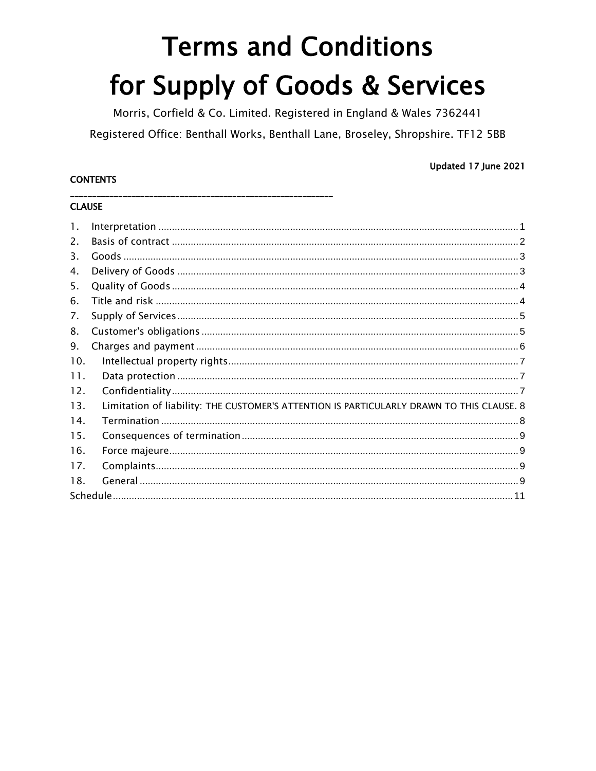# Terms and Conditions for Supply of Goods & Services

Morris, Corfield & Co. Limited. Registered in England & Wales 7362441

Registered Office: Benthall Works, Benthall Lane, Broseley, Shropshire. TF12 5BB

**Updated 17 June 2021**

**CONTENTS**

---

**CLAUSE**

1. Interpretation ..... 1
2. Basis of contract ..... 2
3. Goods ..... 3
4. Delivery of Goods ..... 3
5. Quality of Goods ..... 4
6. Title and risk ..... 4
7. Supply of Services ..... 5
8. Customer's obligations ..... 5
9. Charges and payment ..... 6
10. Intellectual property rights ..... 7
11. Data protection ..... 7
12. Confidentiality ..... 7
13. Limitation of liability: THE CUSTOMER'S ATTENTION IS PARTICULARLY DRAWN TO THIS CLAUSE. 8
14. Termination ..... 8
15. Consequences of termination ..... 9
16. Force majeure ..... 9
17. Complaints ..... 9
18. General ..... 9

Schedule ..... 11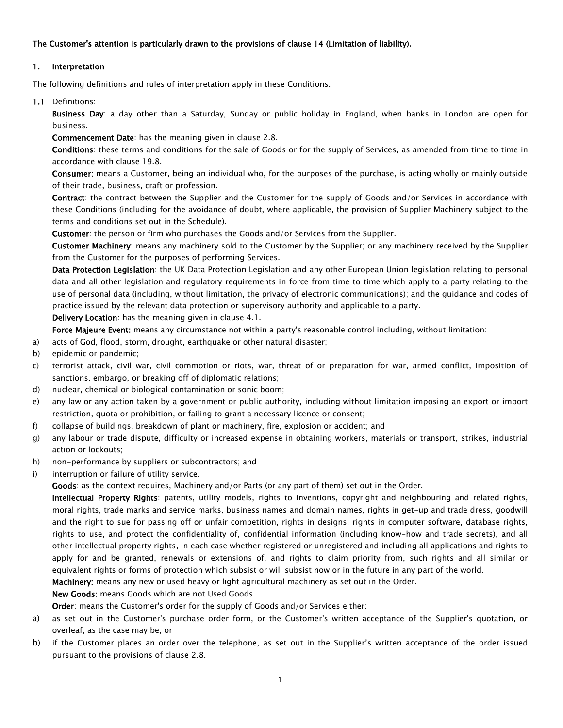**The Customer's attention is particularly drawn to the provisions of clause 14 (Limitation of liability).**

## 1. Interpretation

The following definitions and rules of interpretation apply in these Conditions.

**1.1** Definitions:

**Business Day**: a day other than a Saturday, Sunday or public holiday in England, when banks in London are open for business.

**Commencement Date**: has the meaning given in clause 2.8.

**Conditions**: these terms and conditions for the sale of Goods or for the supply of Services, as amended from time to time in accordance with clause 19.8.

**Consumer:** means a Customer, being an individual who, for the purposes of the purchase, is acting wholly or mainly outside of their trade, business, craft or profession.

**Contract**: the contract between the Supplier and the Customer for the supply of Goods and/or Services in accordance with these Conditions (including for the avoidance of doubt, where applicable, the provision of Supplier Machinery subject to the terms and conditions set out in the Schedule).

**Customer**: the person or firm who purchases the Goods and/or Services from the Supplier.

**Customer Machinery**: means any machinery sold to the Customer by the Supplier; or any machinery received by the Supplier from the Customer for the purposes of performing Services.

**Data Protection Legislation**: the UK Data Protection Legislation and any other European Union legislation relating to personal data and all other legislation and regulatory requirements in force from time to time which apply to a party relating to the use of personal data (including, without limitation, the privacy of electronic communications); and the guidance and codes of practice issued by the relevant data protection or supervisory authority and applicable to a party.

**Delivery Location**: has the meaning given in clause 4.1.

**Force Majeure Event:** means any circumstance not within a party's reasonable control including, without limitation:

a) acts of God, flood, storm, drought, earthquake or other natural disaster;
b) epidemic or pandemic;
c) terrorist attack, civil war, civil commotion or riots, war, threat of or preparation for war, armed conflict, imposition of sanctions, embargo, or breaking off of diplomatic relations;
d) nuclear, chemical or biological contamination or sonic boom;
e) any law or any action taken by a government or public authority, including without limitation imposing an export or import restriction, quota or prohibition, or failing to grant a necessary licence or consent;
f) collapse of buildings, breakdown of plant or machinery, fire, explosion or accident; and
g) any labour or trade dispute, difficulty or increased expense in obtaining workers, materials or transport, strikes, industrial action or lockouts;
h) non-performance by suppliers or subcontractors; and
i) interruption or failure of utility service.

**Goods**: as the context requires, Machinery and/or Parts (or any part of them) set out in the Order.

**Intellectual Property Rights**: patents, utility models, rights to inventions, copyright and neighbouring and related rights, moral rights, trade marks and service marks, business names and domain names, rights in get-up and trade dress, goodwill and the right to sue for passing off or unfair competition, rights in designs, rights in computer software, database rights, rights to use, and protect the confidentiality of, confidential information (including know-how and trade secrets), and all other intellectual property rights, in each case whether registered or unregistered and including all applications and rights to apply for and be granted, renewals or extensions of, and rights to claim priority from, such rights and all similar or equivalent rights or forms of protection which subsist or will subsist now or in the future in any part of the world.

**Machinery:** means any new or used heavy or light agricultural machinery as set out in the Order.

**New Goods:** means Goods which are not Used Goods.

**Order**: means the Customer's order for the supply of Goods and/or Services either:

a) as set out in the Customer's purchase order form, or the Customer's written acceptance of the Supplier's quotation, or overleaf, as the case may be; or
b) if the Customer places an order over the telephone, as set out in the Supplier's written acceptance of the order issued pursuant to the provisions of clause 2.8.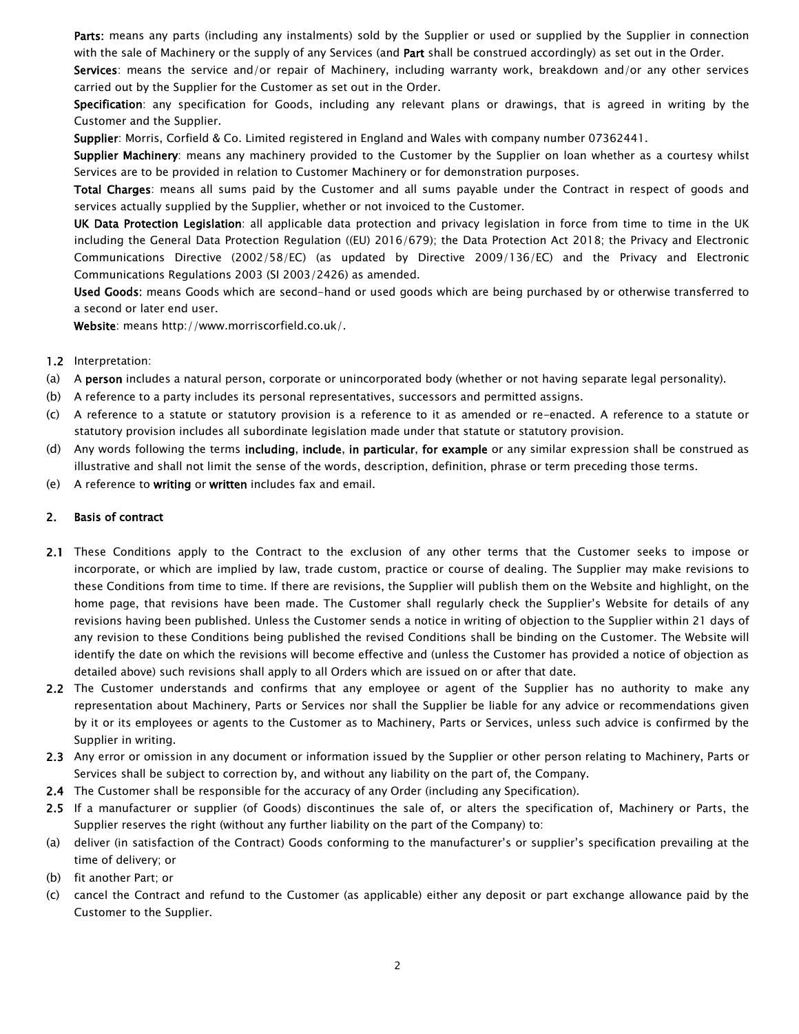**Parts:** means any parts (including any instalments) sold by the Supplier or used or supplied by the Supplier in connection with the sale of Machinery or the supply of any Services (and **Part** shall be construed accordingly) as set out in the Order.

**Services**: means the service and/or repair of Machinery, including warranty work, breakdown and/or any other services carried out by the Supplier for the Customer as set out in the Order.

**Specification**: any specification for Goods, including any relevant plans or drawings, that is agreed in writing by the Customer and the Supplier.

**Supplier**: Morris, Corfield & Co. Limited registered in England and Wales with company number 07362441.

**Supplier Machinery**: means any machinery provided to the Customer by the Supplier on loan whether as a courtesy whilst Services are to be provided in relation to Customer Machinery or for demonstration purposes.

**Total Charges**: means all sums paid by the Customer and all sums payable under the Contract in respect of goods and services actually supplied by the Supplier, whether or not invoiced to the Customer.

**UK Data Protection Legislation**: all applicable data protection and privacy legislation in force from time to time in the UK including the General Data Protection Regulation ((EU) 2016/679); the Data Protection Act 2018; the Privacy and Electronic Communications Directive (2002/58/EC) (as updated by Directive 2009/136/EC) and the Privacy and Electronic Communications Regulations 2003 (SI 2003/2426) as amended.

**Used Goods:** means Goods which are second-hand or used goods which are being purchased by or otherwise transferred to a second or later end user.

**Website**: means http://www.morriscorfield.co.uk/.

**1.2** Interpretation:

(a) A **person** includes a natural person, corporate or unincorporated body (whether or not having separate legal personality).

(b) A reference to a party includes its personal representatives, successors and permitted assigns.

(c) A reference to a statute or statutory provision is a reference to it as amended or re-enacted. A reference to a statute or statutory provision includes all subordinate legislation made under that statute or statutory provision.

(d) Any words following the terms **including**, **include**, **in particular**, **for example** or any similar expression shall be construed as illustrative and shall not limit the sense of the words, description, definition, phrase or term preceding those terms.

(e) A reference to **writing** or **written** includes fax and email.

## 2. Basis of contract

**2.1** These Conditions apply to the Contract to the exclusion of any other terms that the Customer seeks to impose or incorporate, or which are implied by law, trade custom, practice or course of dealing. The Supplier may make revisions to these Conditions from time to time. If there are revisions, the Supplier will publish them on the Website and highlight, on the home page, that revisions have been made. The Customer shall regularly check the Supplier's Website for details of any revisions having been published. Unless the Customer sends a notice in writing of objection to the Supplier within 21 days of any revision to these Conditions being published the revised Conditions shall be binding on the Customer. The Website will identify the date on which the revisions will become effective and (unless the Customer has provided a notice of objection as detailed above) such revisions shall apply to all Orders which are issued on or after that date.

**2.2** The Customer understands and confirms that any employee or agent of the Supplier has no authority to make any representation about Machinery, Parts or Services nor shall the Supplier be liable for any advice or recommendations given by it or its employees or agents to the Customer as to Machinery, Parts or Services, unless such advice is confirmed by the Supplier in writing.

**2.3** Any error or omission in any document or information issued by the Supplier or other person relating to Machinery, Parts or Services shall be subject to correction by, and without any liability on the part of, the Company.

**2.4** The Customer shall be responsible for the accuracy of any Order (including any Specification).

**2.5** If a manufacturer or supplier (of Goods) discontinues the sale of, or alters the specification of, Machinery or Parts, the Supplier reserves the right (without any further liability on the part of the Company) to:

(a) deliver (in satisfaction of the Contract) Goods conforming to the manufacturer's or supplier's specification prevailing at the time of delivery; or

(b) fit another Part; or

(c) cancel the Contract and refund to the Customer (as applicable) either any deposit or part exchange allowance paid by the Customer to the Supplier.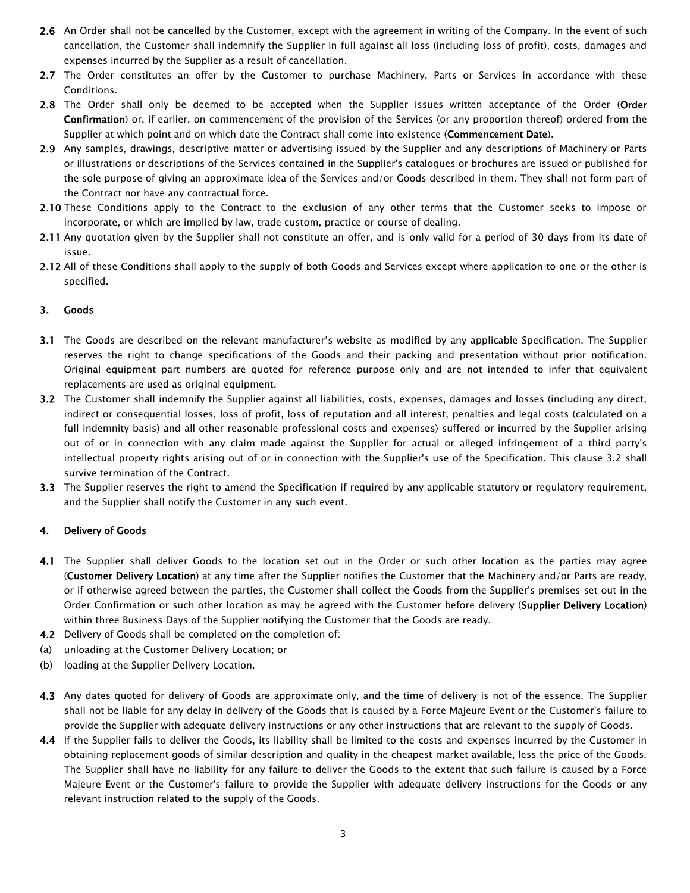**2.6** An Order shall not be cancelled by the Customer, except with the agreement in writing of the Company. In the event of such cancellation, the Customer shall indemnify the Supplier in full against all loss (including loss of profit), costs, damages and expenses incurred by the Supplier as a result of cancellation.

**2.7** The Order constitutes an offer by the Customer to purchase Machinery, Parts or Services in accordance with these Conditions.

**2.8** The Order shall only be deemed to be accepted when the Supplier issues written acceptance of the Order (**Order Confirmation**) or, if earlier, on commencement of the provision of the Services (or any proportion thereof) ordered from the Supplier at which point and on which date the Contract shall come into existence (**Commencement Date**).

**2.9** Any samples, drawings, descriptive matter or advertising issued by the Supplier and any descriptions of Machinery or Parts or illustrations or descriptions of the Services contained in the Supplier's catalogues or brochures are issued or published for the sole purpose of giving an approximate idea of the Services and/or Goods described in them. They shall not form part of the Contract nor have any contractual force.

**2.10** These Conditions apply to the Contract to the exclusion of any other terms that the Customer seeks to impose or incorporate, or which are implied by law, trade custom, practice or course of dealing.

**2.11** Any quotation given by the Supplier shall not constitute an offer, and is only valid for a period of 30 days from its date of issue.

**2.12** All of these Conditions shall apply to the supply of both Goods and Services except where application to one or the other is specified.

## 3. Goods

**3.1** The Goods are described on the relevant manufacturer's website as modified by any applicable Specification. The Supplier reserves the right to change specifications of the Goods and their packing and presentation without prior notification. Original equipment part numbers are quoted for reference purpose only and are not intended to infer that equivalent replacements are used as original equipment.

**3.2** The Customer shall indemnify the Supplier against all liabilities, costs, expenses, damages and losses (including any direct, indirect or consequential losses, loss of profit, loss of reputation and all interest, penalties and legal costs (calculated on a full indemnity basis) and all other reasonable professional costs and expenses) suffered or incurred by the Supplier arising out of or in connection with any claim made against the Supplier for actual or alleged infringement of a third party's intellectual property rights arising out of or in connection with the Supplier's use of the Specification. This clause 3.2 shall survive termination of the Contract.

**3.3** The Supplier reserves the right to amend the Specification if required by any applicable statutory or regulatory requirement, and the Supplier shall notify the Customer in any such event.

## 4. Delivery of Goods

**4.1** The Supplier shall deliver Goods to the location set out in the Order or such other location as the parties may agree (**Customer Delivery Location**) at any time after the Supplier notifies the Customer that the Machinery and/or Parts are ready, or if otherwise agreed between the parties, the Customer shall collect the Goods from the Supplier's premises set out in the Order Confirmation or such other location as may be agreed with the Customer before delivery (**Supplier Delivery Location**) within three Business Days of the Supplier notifying the Customer that the Goods are ready.

**4.2** Delivery of Goods shall be completed on the completion of:

(a) unloading at the Customer Delivery Location; or

(b) loading at the Supplier Delivery Location.

**4.3** Any dates quoted for delivery of Goods are approximate only, and the time of delivery is not of the essence. The Supplier shall not be liable for any delay in delivery of the Goods that is caused by a Force Majeure Event or the Customer's failure to provide the Supplier with adequate delivery instructions or any other instructions that are relevant to the supply of Goods.

**4.4** If the Supplier fails to deliver the Goods, its liability shall be limited to the costs and expenses incurred by the Customer in obtaining replacement goods of similar description and quality in the cheapest market available, less the price of the Goods. The Supplier shall have no liability for any failure to deliver the Goods to the extent that such failure is caused by a Force Majeure Event or the Customer's failure to provide the Supplier with adequate delivery instructions for the Goods or any relevant instruction related to the supply of the Goods.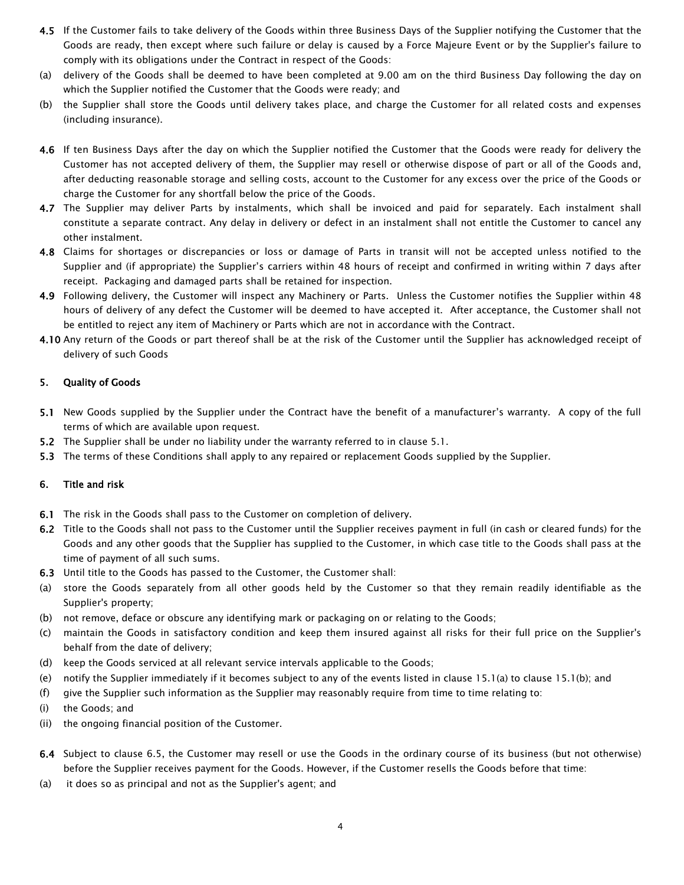**4.5** If the Customer fails to take delivery of the Goods within three Business Days of the Supplier notifying the Customer that the Goods are ready, then except where such failure or delay is caused by a Force Majeure Event or by the Supplier's failure to comply with its obligations under the Contract in respect of the Goods:

(a) delivery of the Goods shall be deemed to have been completed at 9.00 am on the third Business Day following the day on which the Supplier notified the Customer that the Goods were ready; and

(b) the Supplier shall store the Goods until delivery takes place, and charge the Customer for all related costs and expenses (including insurance).

**4.6** If ten Business Days after the day on which the Supplier notified the Customer that the Goods were ready for delivery the Customer has not accepted delivery of them, the Supplier may resell or otherwise dispose of part or all of the Goods and, after deducting reasonable storage and selling costs, account to the Customer for any excess over the price of the Goods or charge the Customer for any shortfall below the price of the Goods.

**4.7** The Supplier may deliver Parts by instalments, which shall be invoiced and paid for separately. Each instalment shall constitute a separate contract. Any delay in delivery or defect in an instalment shall not entitle the Customer to cancel any other instalment.

**4.8** Claims for shortages or discrepancies or loss or damage of Parts in transit will not be accepted unless notified to the Supplier and (if appropriate) the Supplier's carriers within 48 hours of receipt and confirmed in writing within 7 days after receipt. Packaging and damaged parts shall be retained for inspection.

**4.9** Following delivery, the Customer will inspect any Machinery or Parts. Unless the Customer notifies the Supplier within 48 hours of delivery of any defect the Customer will be deemed to have accepted it. After acceptance, the Customer shall not be entitled to reject any item of Machinery or Parts which are not in accordance with the Contract.

**4.10** Any return of the Goods or part thereof shall be at the risk of the Customer until the Supplier has acknowledged receipt of delivery of such Goods

## 5. Quality of Goods

**5.1** New Goods supplied by the Supplier under the Contract have the benefit of a manufacturer's warranty. A copy of the full terms of which are available upon request.

**5.2** The Supplier shall be under no liability under the warranty referred to in clause 5.1.

**5.3** The terms of these Conditions shall apply to any repaired or replacement Goods supplied by the Supplier.

## 6. Title and risk

**6.1** The risk in the Goods shall pass to the Customer on completion of delivery.

**6.2** Title to the Goods shall not pass to the Customer until the Supplier receives payment in full (in cash or cleared funds) for the Goods and any other goods that the Supplier has supplied to the Customer, in which case title to the Goods shall pass at the time of payment of all such sums.

**6.3** Until title to the Goods has passed to the Customer, the Customer shall:

(a) store the Goods separately from all other goods held by the Customer so that they remain readily identifiable as the Supplier's property;

(b) not remove, deface or obscure any identifying mark or packaging on or relating to the Goods;

(c) maintain the Goods in satisfactory condition and keep them insured against all risks for their full price on the Supplier's behalf from the date of delivery;

(d) keep the Goods serviced at all relevant service intervals applicable to the Goods;

(e) notify the Supplier immediately if it becomes subject to any of the events listed in clause 15.1(a) to clause 15.1(b); and

(f) give the Supplier such information as the Supplier may reasonably require from time to time relating to:

(i) the Goods; and

(ii) the ongoing financial position of the Customer.

**6.4** Subject to clause 6.5, the Customer may resell or use the Goods in the ordinary course of its business (but not otherwise) before the Supplier receives payment for the Goods. However, if the Customer resells the Goods before that time:

(a) it does so as principal and not as the Supplier's agent; and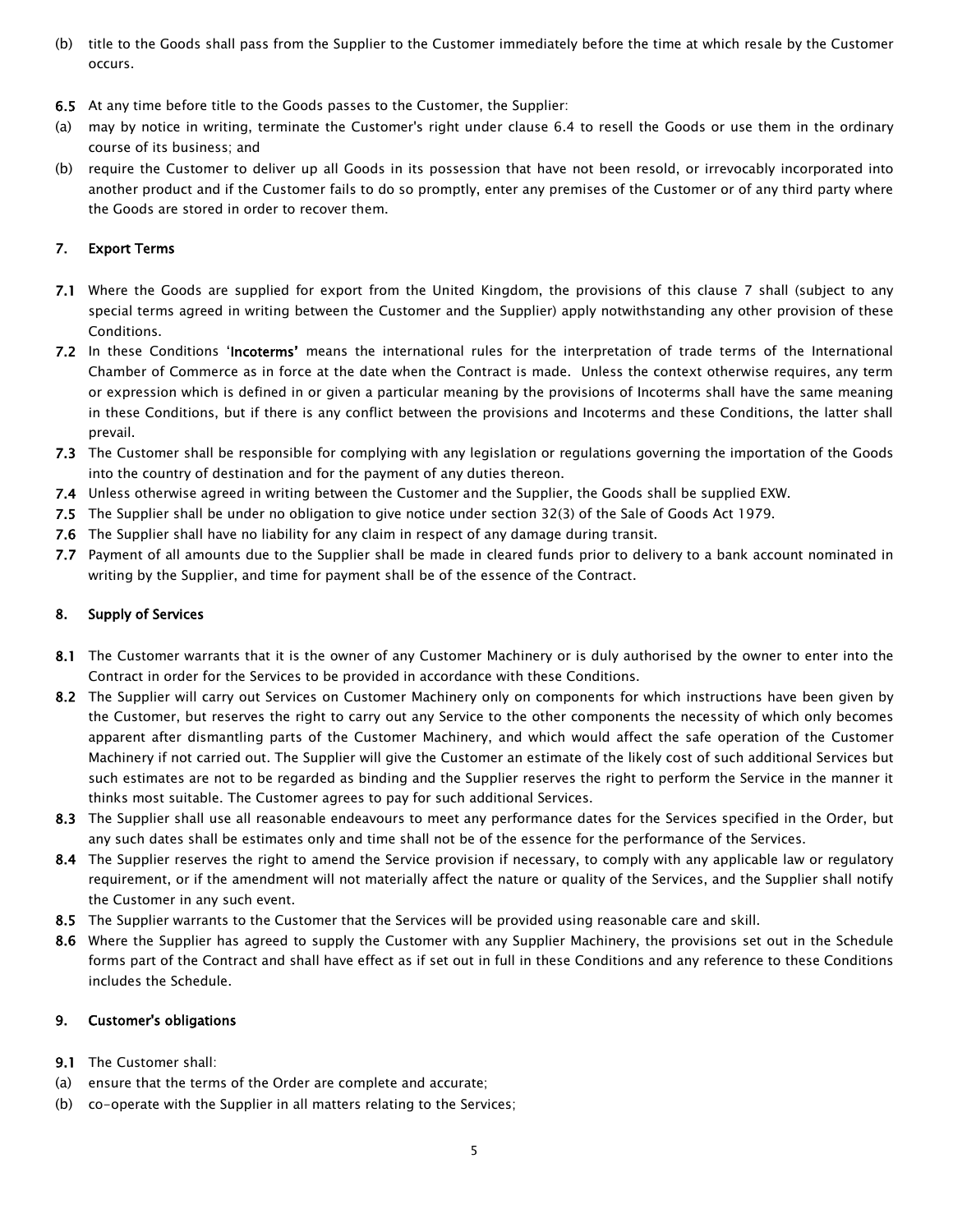(b) title to the Goods shall pass from the Supplier to the Customer immediately before the time at which resale by the Customer occurs.

**6.5** At any time before title to the Goods passes to the Customer, the Supplier:

(a) may by notice in writing, terminate the Customer's right under clause 6.4 to resell the Goods or use them in the ordinary course of its business; and

(b) require the Customer to deliver up all Goods in its possession that have not been resold, or irrevocably incorporated into another product and if the Customer fails to do so promptly, enter any premises of the Customer or of any third party where the Goods are stored in order to recover them.

## 7. Export Terms

**7.1** Where the Goods are supplied for export from the United Kingdom, the provisions of this clause 7 shall (subject to any special terms agreed in writing between the Customer and the Supplier) apply notwithstanding any other provision of these Conditions.

**7.2** In these Conditions '**Incoterms'** means the international rules for the interpretation of trade terms of the International Chamber of Commerce as in force at the date when the Contract is made. Unless the context otherwise requires, any term or expression which is defined in or given a particular meaning by the provisions of Incoterms shall have the same meaning in these Conditions, but if there is any conflict between the provisions and Incoterms and these Conditions, the latter shall prevail.

**7.3** The Customer shall be responsible for complying with any legislation or regulations governing the importation of the Goods into the country of destination and for the payment of any duties thereon.

**7.4** Unless otherwise agreed in writing between the Customer and the Supplier, the Goods shall be supplied EXW.

**7.5** The Supplier shall be under no obligation to give notice under section 32(3) of the Sale of Goods Act 1979.

**7.6** The Supplier shall have no liability for any claim in respect of any damage during transit.

**7.7** Payment of all amounts due to the Supplier shall be made in cleared funds prior to delivery to a bank account nominated in writing by the Supplier, and time for payment shall be of the essence of the Contract.

## 8. Supply of Services

**8.1** The Customer warrants that it is the owner of any Customer Machinery or is duly authorised by the owner to enter into the Contract in order for the Services to be provided in accordance with these Conditions.

**8.2** The Supplier will carry out Services on Customer Machinery only on components for which instructions have been given by the Customer, but reserves the right to carry out any Service to the other components the necessity of which only becomes apparent after dismantling parts of the Customer Machinery, and which would affect the safe operation of the Customer Machinery if not carried out. The Supplier will give the Customer an estimate of the likely cost of such additional Services but such estimates are not to be regarded as binding and the Supplier reserves the right to perform the Service in the manner it thinks most suitable. The Customer agrees to pay for such additional Services.

**8.3** The Supplier shall use all reasonable endeavours to meet any performance dates for the Services specified in the Order, but any such dates shall be estimates only and time shall not be of the essence for the performance of the Services.

**8.4** The Supplier reserves the right to amend the Service provision if necessary, to comply with any applicable law or regulatory requirement, or if the amendment will not materially affect the nature or quality of the Services, and the Supplier shall notify the Customer in any such event.

**8.5** The Supplier warrants to the Customer that the Services will be provided using reasonable care and skill.

**8.6** Where the Supplier has agreed to supply the Customer with any Supplier Machinery, the provisions set out in the Schedule forms part of the Contract and shall have effect as if set out in full in these Conditions and any reference to these Conditions includes the Schedule.

## 9. Customer's obligations

**9.1** The Customer shall:

(a) ensure that the terms of the Order are complete and accurate;

(b) co-operate with the Supplier in all matters relating to the Services;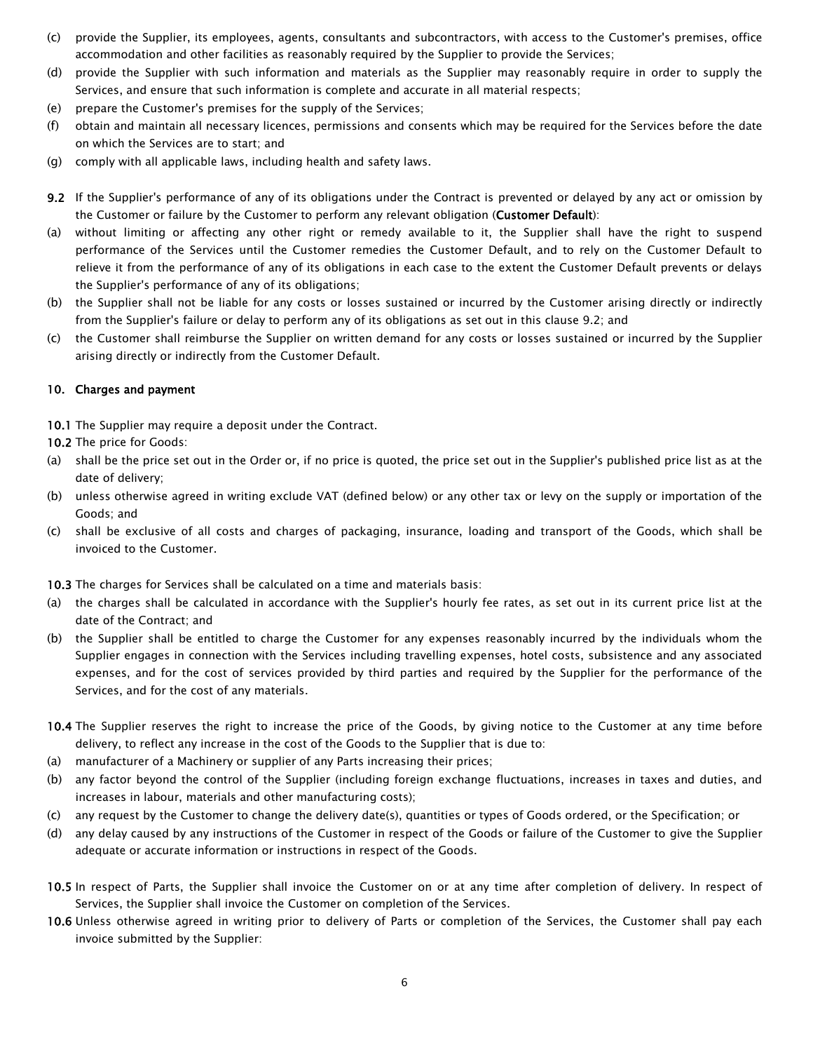(c) provide the Supplier, its employees, agents, consultants and subcontractors, with access to the Customer's premises, office accommodation and other facilities as reasonably required by the Supplier to provide the Services;

(d) provide the Supplier with such information and materials as the Supplier may reasonably require in order to supply the Services, and ensure that such information is complete and accurate in all material respects;

(e) prepare the Customer's premises for the supply of the Services;

(f) obtain and maintain all necessary licences, permissions and consents which may be required for the Services before the date on which the Services are to start; and

(g) comply with all applicable laws, including health and safety laws.

**9.2** If the Supplier's performance of any of its obligations under the Contract is prevented or delayed by any act or omission by the Customer or failure by the Customer to perform any relevant obligation (**Customer Default**):

(a) without limiting or affecting any other right or remedy available to it, the Supplier shall have the right to suspend performance of the Services until the Customer remedies the Customer Default, and to rely on the Customer Default to relieve it from the performance of any of its obligations in each case to the extent the Customer Default prevents or delays the Supplier's performance of any of its obligations;

(b) the Supplier shall not be liable for any costs or losses sustained or incurred by the Customer arising directly or indirectly from the Supplier's failure or delay to perform any of its obligations as set out in this clause 9.2; and

(c) the Customer shall reimburse the Supplier on written demand for any costs or losses sustained or incurred by the Supplier arising directly or indirectly from the Customer Default.

## 10. Charges and payment

**10.1** The Supplier may require a deposit under the Contract.

**10.2** The price for Goods:

(a) shall be the price set out in the Order or, if no price is quoted, the price set out in the Supplier's published price list as at the date of delivery;

(b) unless otherwise agreed in writing exclude VAT (defined below) or any other tax or levy on the supply or importation of the Goods; and

(c) shall be exclusive of all costs and charges of packaging, insurance, loading and transport of the Goods, which shall be invoiced to the Customer.

**10.3** The charges for Services shall be calculated on a time and materials basis:

(a) the charges shall be calculated in accordance with the Supplier's hourly fee rates, as set out in its current price list at the date of the Contract; and

(b) the Supplier shall be entitled to charge the Customer for any expenses reasonably incurred by the individuals whom the Supplier engages in connection with the Services including travelling expenses, hotel costs, subsistence and any associated expenses, and for the cost of services provided by third parties and required by the Supplier for the performance of the Services, and for the cost of any materials.

**10.4** The Supplier reserves the right to increase the price of the Goods, by giving notice to the Customer at any time before delivery, to reflect any increase in the cost of the Goods to the Supplier that is due to:

(a) manufacturer of a Machinery or supplier of any Parts increasing their prices;

(b) any factor beyond the control of the Supplier (including foreign exchange fluctuations, increases in taxes and duties, and increases in labour, materials and other manufacturing costs);

(c) any request by the Customer to change the delivery date(s), quantities or types of Goods ordered, or the Specification; or

(d) any delay caused by any instructions of the Customer in respect of the Goods or failure of the Customer to give the Supplier adequate or accurate information or instructions in respect of the Goods.

**10.5** In respect of Parts, the Supplier shall invoice the Customer on or at any time after completion of delivery. In respect of Services, the Supplier shall invoice the Customer on completion of the Services.

**10.6** Unless otherwise agreed in writing prior to delivery of Parts or completion of the Services, the Customer shall pay each invoice submitted by the Supplier: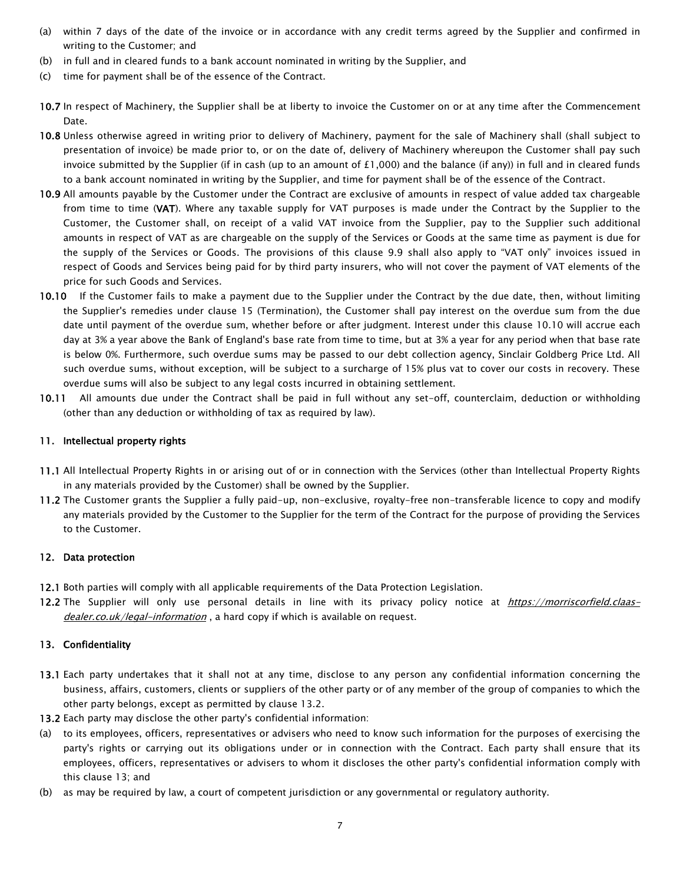(a) within 7 days of the date of the invoice or in accordance with any credit terms agreed by the Supplier and confirmed in writing to the Customer; and

(b) in full and in cleared funds to a bank account nominated in writing by the Supplier, and

(c) time for payment shall be of the essence of the Contract.

**10.7** In respect of Machinery, the Supplier shall be at liberty to invoice the Customer on or at any time after the Commencement Date.

**10.8** Unless otherwise agreed in writing prior to delivery of Machinery, payment for the sale of Machinery shall (shall subject to presentation of invoice) be made prior to, or on the date of, delivery of Machinery whereupon the Customer shall pay such invoice submitted by the Supplier (if in cash (up to an amount of £1,000) and the balance (if any)) in full and in cleared funds to a bank account nominated in writing by the Supplier, and time for payment shall be of the essence of the Contract.

**10.9** All amounts payable by the Customer under the Contract are exclusive of amounts in respect of value added tax chargeable from time to time (**VAT**). Where any taxable supply for VAT purposes is made under the Contract by the Supplier to the Customer, the Customer shall, on receipt of a valid VAT invoice from the Supplier, pay to the Supplier such additional amounts in respect of VAT as are chargeable on the supply of the Services or Goods at the same time as payment is due for the supply of the Services or Goods. The provisions of this clause 9.9 shall also apply to "VAT only" invoices issued in respect of Goods and Services being paid for by third party insurers, who will not cover the payment of VAT elements of the price for such Goods and Services.

**10.10** If the Customer fails to make a payment due to the Supplier under the Contract by the due date, then, without limiting the Supplier's remedies under clause 15 (Termination), the Customer shall pay interest on the overdue sum from the due date until payment of the overdue sum, whether before or after judgment. Interest under this clause 10.10 will accrue each day at 3% a year above the Bank of England's base rate from time to time, but at 3% a year for any period when that base rate is below 0%. Furthermore, such overdue sums may be passed to our debt collection agency, Sinclair Goldberg Price Ltd. All such overdue sums, without exception, will be subject to a surcharge of 15% plus vat to cover our costs in recovery. These overdue sums will also be subject to any legal costs incurred in obtaining settlement.

**10.11** All amounts due under the Contract shall be paid in full without any set-off, counterclaim, deduction or withholding (other than any deduction or withholding of tax as required by law).

## 11. Intellectual property rights

**11.1** All Intellectual Property Rights in or arising out of or in connection with the Services (other than Intellectual Property Rights in any materials provided by the Customer) shall be owned by the Supplier.

**11.2** The Customer grants the Supplier a fully paid-up, non-exclusive, royalty-free non-transferable licence to copy and modify any materials provided by the Customer to the Supplier for the term of the Contract for the purpose of providing the Services to the Customer.

## 12. Data protection

**12.1** Both parties will comply with all applicable requirements of the Data Protection Legislation.

**12.2** The Supplier will only use personal details in line with its privacy policy notice at *https://morriscorfield.claas-dealer.co.uk/legal-information* , a hard copy if which is available on request.

## 13. Confidentiality

**13.1** Each party undertakes that it shall not at any time, disclose to any person any confidential information concerning the business, affairs, customers, clients or suppliers of the other party or of any member of the group of companies to which the other party belongs, except as permitted by clause 13.2.

**13.2** Each party may disclose the other party's confidential information:

(a) to its employees, officers, representatives or advisers who need to know such information for the purposes of exercising the party's rights or carrying out its obligations under or in connection with the Contract. Each party shall ensure that its employees, officers, representatives or advisers to whom it discloses the other party's confidential information comply with this clause 13; and

(b) as may be required by law, a court of competent jurisdiction or any governmental or regulatory authority.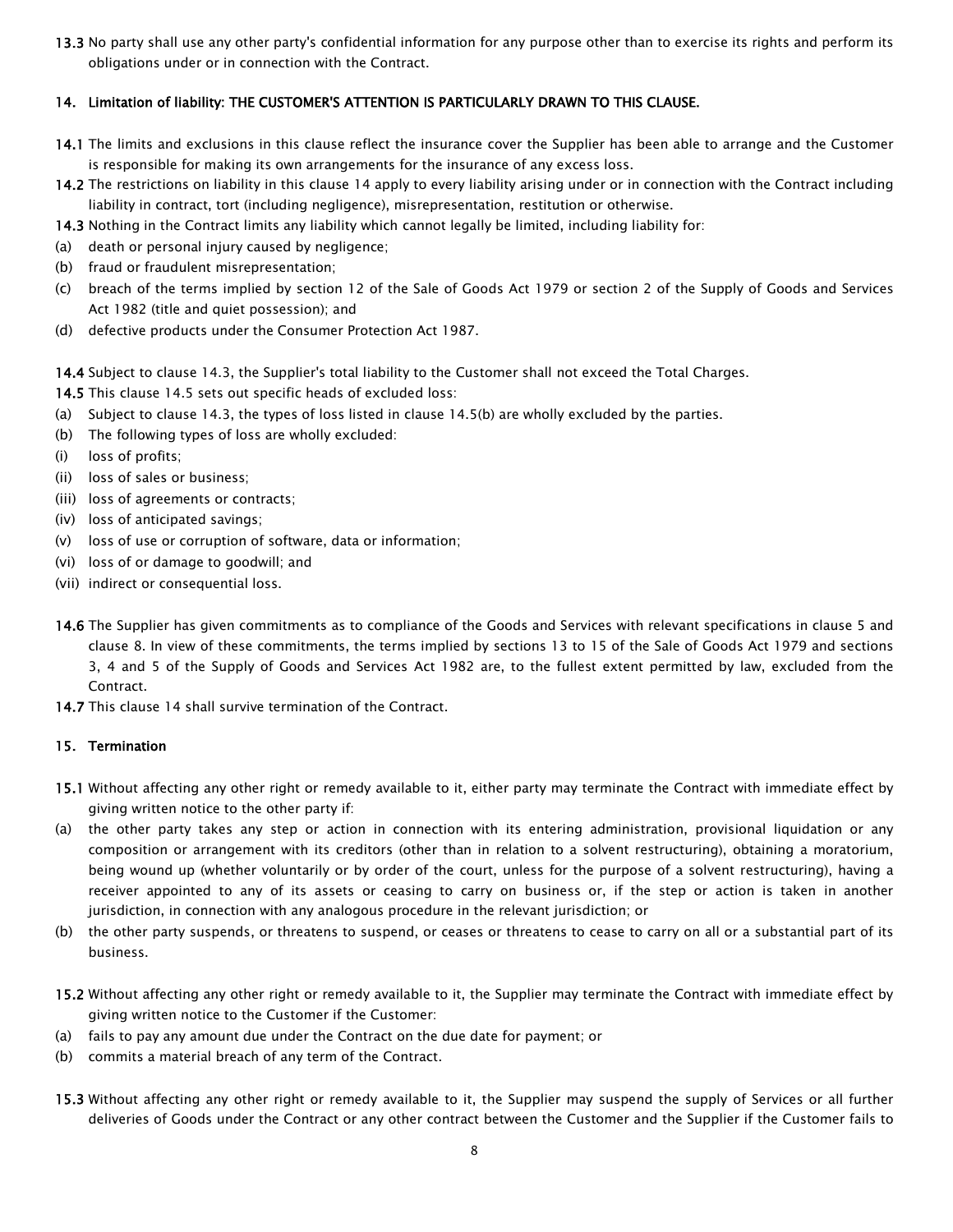**13.3** No party shall use any other party's confidential information for any purpose other than to exercise its rights and perform its obligations under or in connection with the Contract.

## 14. Limitation of liability: THE CUSTOMER'S ATTENTION IS PARTICULARLY DRAWN TO THIS CLAUSE.

**14.1** The limits and exclusions in this clause reflect the insurance cover the Supplier has been able to arrange and the Customer is responsible for making its own arrangements for the insurance of any excess loss.

**14.2** The restrictions on liability in this clause 14 apply to every liability arising under or in connection with the Contract including liability in contract, tort (including negligence), misrepresentation, restitution or otherwise.

**14.3** Nothing in the Contract limits any liability which cannot legally be limited, including liability for:

(a) death or personal injury caused by negligence;

(b) fraud or fraudulent misrepresentation;

(c) breach of the terms implied by section 12 of the Sale of Goods Act 1979 or section 2 of the Supply of Goods and Services Act 1982 (title and quiet possession); and

(d) defective products under the Consumer Protection Act 1987.

**14.4** Subject to clause 14.3, the Supplier's total liability to the Customer shall not exceed the Total Charges.

**14.5** This clause 14.5 sets out specific heads of excluded loss:

(a) Subject to clause 14.3, the types of loss listed in clause 14.5(b) are wholly excluded by the parties.

(b) The following types of loss are wholly excluded:

(i) loss of profits;

(ii) loss of sales or business;

(iii) loss of agreements or contracts;

(iv) loss of anticipated savings;

(v) loss of use or corruption of software, data or information;

(vi) loss of or damage to goodwill; and

(vii) indirect or consequential loss.

**14.6** The Supplier has given commitments as to compliance of the Goods and Services with relevant specifications in clause 5 and clause 8. In view of these commitments, the terms implied by sections 13 to 15 of the Sale of Goods Act 1979 and sections 3, 4 and 5 of the Supply of Goods and Services Act 1982 are, to the fullest extent permitted by law, excluded from the Contract.

**14.7** This clause 14 shall survive termination of the Contract.

## 15. Termination

**15.1** Without affecting any other right or remedy available to it, either party may terminate the Contract with immediate effect by giving written notice to the other party if:

(a) the other party takes any step or action in connection with its entering administration, provisional liquidation or any composition or arrangement with its creditors (other than in relation to a solvent restructuring), obtaining a moratorium, being wound up (whether voluntarily or by order of the court, unless for the purpose of a solvent restructuring), having a receiver appointed to any of its assets or ceasing to carry on business or, if the step or action is taken in another jurisdiction, in connection with any analogous procedure in the relevant jurisdiction; or

(b) the other party suspends, or threatens to suspend, or ceases or threatens to cease to carry on all or a substantial part of its business.

**15.2** Without affecting any other right or remedy available to it, the Supplier may terminate the Contract with immediate effect by giving written notice to the Customer if the Customer:

(a) fails to pay any amount due under the Contract on the due date for payment; or

(b) commits a material breach of any term of the Contract.

**15.3** Without affecting any other right or remedy available to it, the Supplier may suspend the supply of Services or all further deliveries of Goods under the Contract or any other contract between the Customer and the Supplier if the Customer fails to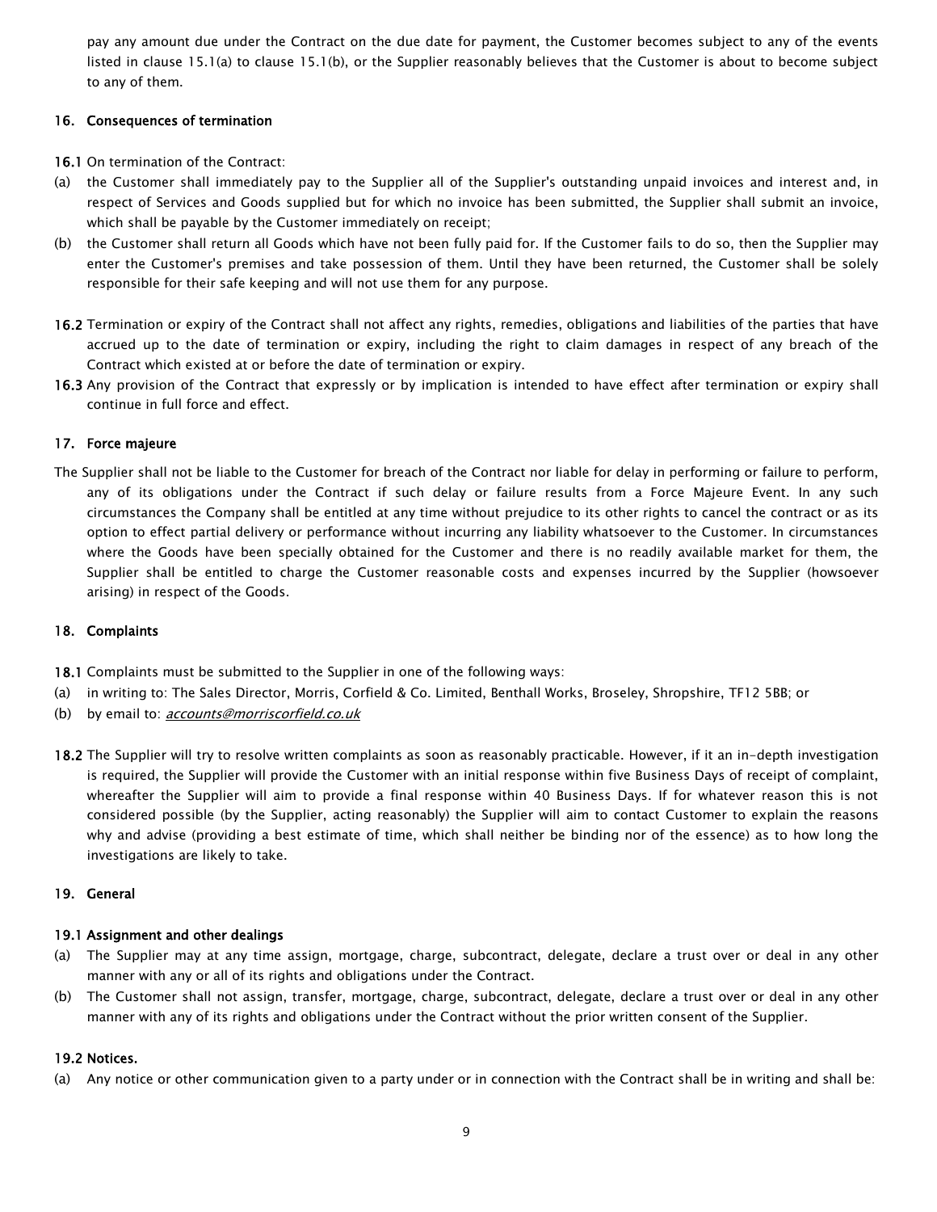pay any amount due under the Contract on the due date for payment, the Customer becomes subject to any of the events listed in clause 15.1(a) to clause 15.1(b), or the Supplier reasonably believes that the Customer is about to become subject to any of them.

## 16. Consequences of termination

**16.1** On termination of the Contract:

(a) the Customer shall immediately pay to the Supplier all of the Supplier's outstanding unpaid invoices and interest and, in respect of Services and Goods supplied but for which no invoice has been submitted, the Supplier shall submit an invoice, which shall be payable by the Customer immediately on receipt;

(b) the Customer shall return all Goods which have not been fully paid for. If the Customer fails to do so, then the Supplier may enter the Customer's premises and take possession of them. Until they have been returned, the Customer shall be solely responsible for their safe keeping and will not use them for any purpose.

**16.2** Termination or expiry of the Contract shall not affect any rights, remedies, obligations and liabilities of the parties that have accrued up to the date of termination or expiry, including the right to claim damages in respect of any breach of the Contract which existed at or before the date of termination or expiry.

**16.3** Any provision of the Contract that expressly or by implication is intended to have effect after termination or expiry shall continue in full force and effect.

## 17. Force majeure

The Supplier shall not be liable to the Customer for breach of the Contract nor liable for delay in performing or failure to perform, any of its obligations under the Contract if such delay or failure results from a Force Majeure Event. In any such circumstances the Company shall be entitled at any time without prejudice to its other rights to cancel the contract or as its option to effect partial delivery or performance without incurring any liability whatsoever to the Customer. In circumstances where the Goods have been specially obtained for the Customer and there is no readily available market for them, the Supplier shall be entitled to charge the Customer reasonable costs and expenses incurred by the Supplier (howsoever arising) in respect of the Goods.

## 18. Complaints

**18.1** Complaints must be submitted to the Supplier in one of the following ways:

(a) in writing to: The Sales Director, Morris, Corfield & Co. Limited, Benthall Works, Broseley, Shropshire, TF12 5BB; or

(b) by email to: *accounts@morriscorfield.co.uk*

**18.2** The Supplier will try to resolve written complaints as soon as reasonably practicable. However, if it an in-depth investigation is required, the Supplier will provide the Customer with an initial response within five Business Days of receipt of complaint, whereafter the Supplier will aim to provide a final response within 40 Business Days. If for whatever reason this is not considered possible (by the Supplier, acting reasonably) the Supplier will aim to contact Customer to explain the reasons why and advise (providing a best estimate of time, which shall neither be binding nor of the essence) as to how long the investigations are likely to take.

## 19. General

### 19.1 Assignment and other dealings

(a) The Supplier may at any time assign, mortgage, charge, subcontract, delegate, declare a trust over or deal in any other manner with any or all of its rights and obligations under the Contract.

(b) The Customer shall not assign, transfer, mortgage, charge, subcontract, delegate, declare a trust over or deal in any other manner with any of its rights and obligations under the Contract without the prior written consent of the Supplier.

### 19.2 Notices.

(a) Any notice or other communication given to a party under or in connection with the Contract shall be in writing and shall be: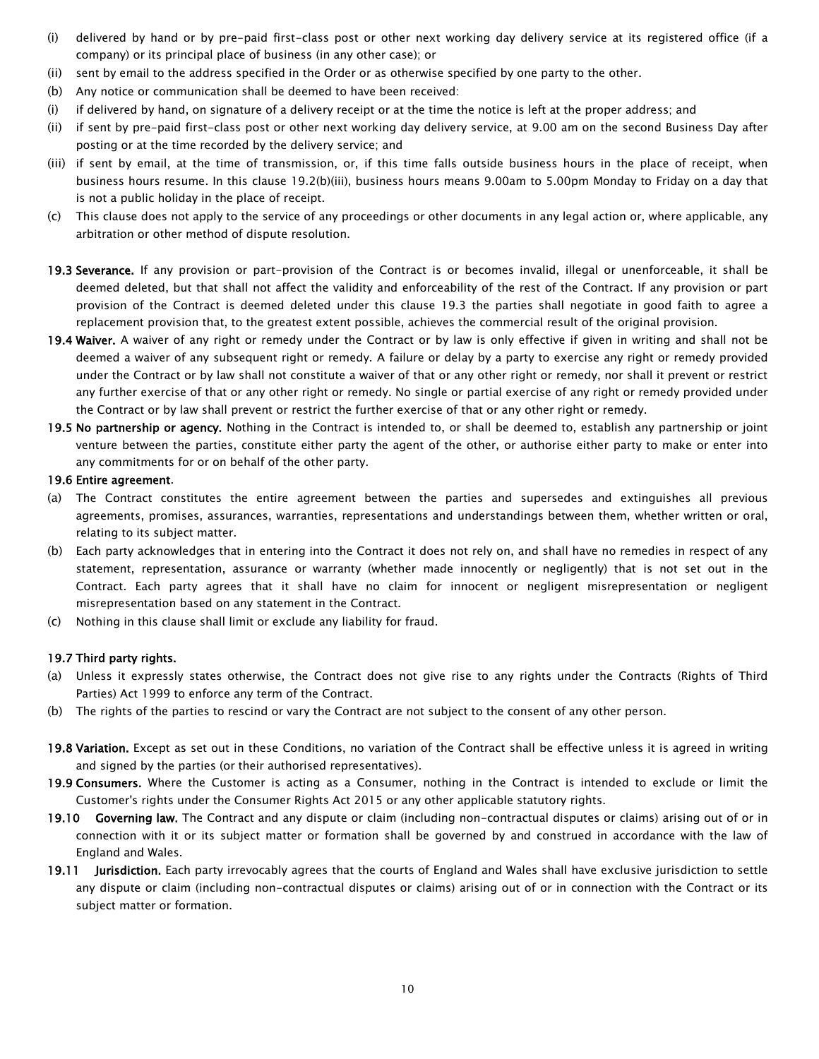(i) delivered by hand or by pre-paid first-class post or other next working day delivery service at its registered office (if a company) or its principal place of business (in any other case); or

(ii) sent by email to the address specified in the Order or as otherwise specified by one party to the other.

(b) Any notice or communication shall be deemed to have been received:

(i) if delivered by hand, on signature of a delivery receipt or at the time the notice is left at the proper address; and

(ii) if sent by pre-paid first-class post or other next working day delivery service, at 9.00 am on the second Business Day after posting or at the time recorded by the delivery service; and

(iii) if sent by email, at the time of transmission, or, if this time falls outside business hours in the place of receipt, when business hours resume. In this clause 19.2(b)(iii), business hours means 9.00am to 5.00pm Monday to Friday on a day that is not a public holiday in the place of receipt.

(c) This clause does not apply to the service of any proceedings or other documents in any legal action or, where applicable, any arbitration or other method of dispute resolution.

**19.3 Severance.** If any provision or part-provision of the Contract is or becomes invalid, illegal or unenforceable, it shall be deemed deleted, but that shall not affect the validity and enforceability of the rest of the Contract. If any provision or part provision of the Contract is deemed deleted under this clause 19.3 the parties shall negotiate in good faith to agree a replacement provision that, to the greatest extent possible, achieves the commercial result of the original provision.

**19.4 Waiver.** A waiver of any right or remedy under the Contract or by law is only effective if given in writing and shall not be deemed a waiver of any subsequent right or remedy. A failure or delay by a party to exercise any right or remedy provided under the Contract or by law shall not constitute a waiver of that or any other right or remedy, nor shall it prevent or restrict any further exercise of that or any other right or remedy. No single or partial exercise of any right or remedy provided under the Contract or by law shall prevent or restrict the further exercise of that or any other right or remedy.

**19.5 No partnership or agency.** Nothing in the Contract is intended to, or shall be deemed to, establish any partnership or joint venture between the parties, constitute either party the agent of the other, or authorise either party to make or enter into any commitments for or on behalf of the other party.

**19.6 Entire agreement**.

(a) The Contract constitutes the entire agreement between the parties and supersedes and extinguishes all previous agreements, promises, assurances, warranties, representations and understandings between them, whether written or oral, relating to its subject matter.

(b) Each party acknowledges that in entering into the Contract it does not rely on, and shall have no remedies in respect of any statement, representation, assurance or warranty (whether made innocently or negligently) that is not set out in the Contract. Each party agrees that it shall have no claim for innocent or negligent misrepresentation or negligent misrepresentation based on any statement in the Contract.

(c) Nothing in this clause shall limit or exclude any liability for fraud.

**19.7 Third party rights.**

(a) Unless it expressly states otherwise, the Contract does not give rise to any rights under the Contracts (Rights of Third Parties) Act 1999 to enforce any term of the Contract.

(b) The rights of the parties to rescind or vary the Contract are not subject to the consent of any other person.

**19.8 Variation.** Except as set out in these Conditions, no variation of the Contract shall be effective unless it is agreed in writing and signed by the parties (or their authorised representatives).

**19.9 Consumers.** Where the Customer is acting as a Consumer, nothing in the Contract is intended to exclude or limit the Customer's rights under the Consumer Rights Act 2015 or any other applicable statutory rights.

**19.10 Governing law.** The Contract and any dispute or claim (including non-contractual disputes or claims) arising out of or in connection with it or its subject matter or formation shall be governed by and construed in accordance with the law of England and Wales.

**19.11 Jurisdiction.** Each party irrevocably agrees that the courts of England and Wales shall have exclusive jurisdiction to settle any dispute or claim (including non-contractual disputes or claims) arising out of or in connection with the Contract or its subject matter or formation.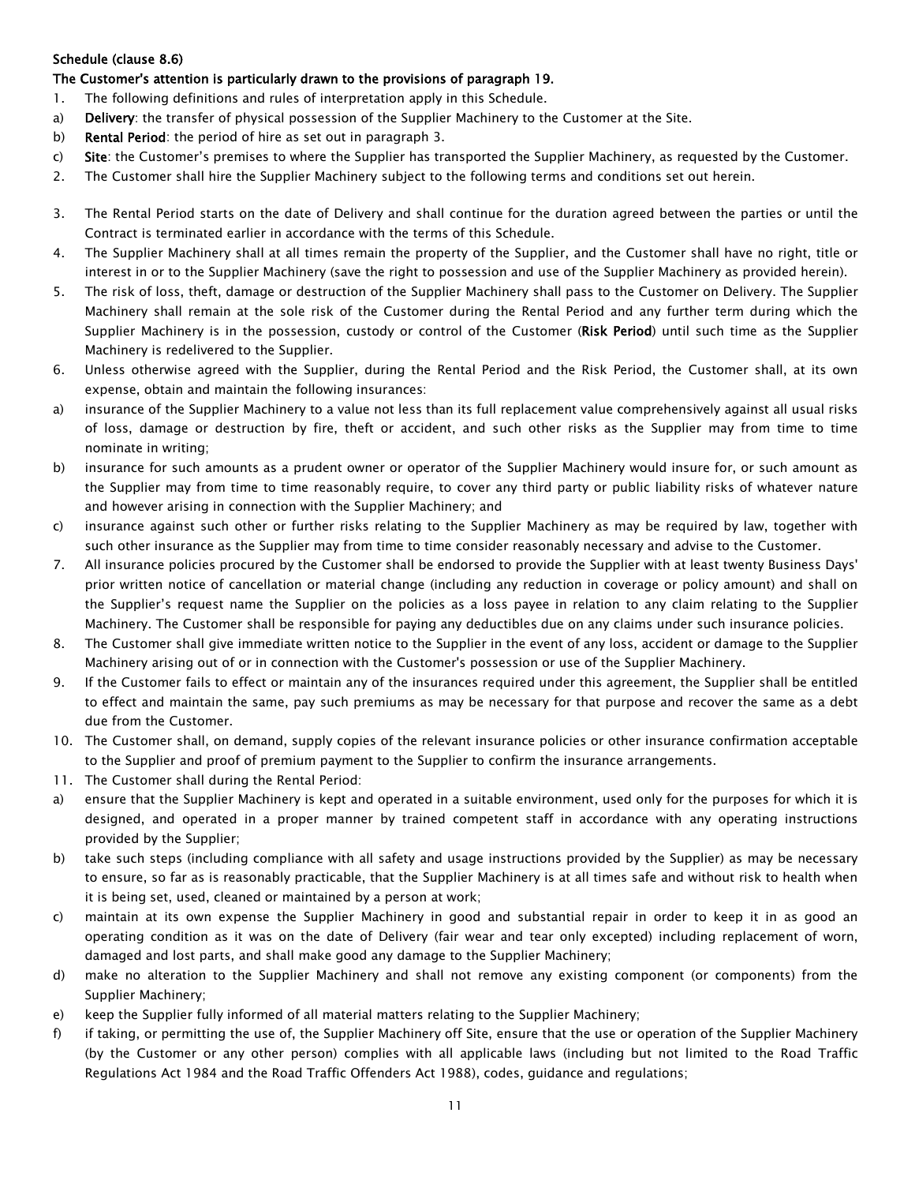**Schedule (clause 8.6)**

**The Customer's attention is particularly drawn to the provisions of paragraph 19.**

1. The following definitions and rules of interpretation apply in this Schedule.

a) **Delivery**: the transfer of physical possession of the Supplier Machinery to the Customer at the Site.

b) **Rental Period**: the period of hire as set out in paragraph 3.

c) **Site**: the Customer's premises to where the Supplier has transported the Supplier Machinery, as requested by the Customer.

2. The Customer shall hire the Supplier Machinery subject to the following terms and conditions set out herein.

3. The Rental Period starts on the date of Delivery and shall continue for the duration agreed between the parties or until the Contract is terminated earlier in accordance with the terms of this Schedule.

4. The Supplier Machinery shall at all times remain the property of the Supplier, and the Customer shall have no right, title or interest in or to the Supplier Machinery (save the right to possession and use of the Supplier Machinery as provided herein).

5. The risk of loss, theft, damage or destruction of the Supplier Machinery shall pass to the Customer on Delivery. The Supplier Machinery shall remain at the sole risk of the Customer during the Rental Period and any further term during which the Supplier Machinery is in the possession, custody or control of the Customer (**Risk Period**) until such time as the Supplier Machinery is redelivered to the Supplier.

6. Unless otherwise agreed with the Supplier, during the Rental Period and the Risk Period, the Customer shall, at its own expense, obtain and maintain the following insurances:

a) insurance of the Supplier Machinery to a value not less than its full replacement value comprehensively against all usual risks of loss, damage or destruction by fire, theft or accident, and such other risks as the Supplier may from time to time nominate in writing;

b) insurance for such amounts as a prudent owner or operator of the Supplier Machinery would insure for, or such amount as the Supplier may from time to time reasonably require, to cover any third party or public liability risks of whatever nature and however arising in connection with the Supplier Machinery; and

c) insurance against such other or further risks relating to the Supplier Machinery as may be required by law, together with such other insurance as the Supplier may from time to time consider reasonably necessary and advise to the Customer.

7. All insurance policies procured by the Customer shall be endorsed to provide the Supplier with at least twenty Business Days' prior written notice of cancellation or material change (including any reduction in coverage or policy amount) and shall on the Supplier's request name the Supplier on the policies as a loss payee in relation to any claim relating to the Supplier Machinery. The Customer shall be responsible for paying any deductibles due on any claims under such insurance policies.

8. The Customer shall give immediate written notice to the Supplier in the event of any loss, accident or damage to the Supplier Machinery arising out of or in connection with the Customer's possession or use of the Supplier Machinery.

9. If the Customer fails to effect or maintain any of the insurances required under this agreement, the Supplier shall be entitled to effect and maintain the same, pay such premiums as may be necessary for that purpose and recover the same as a debt due from the Customer.

10. The Customer shall, on demand, supply copies of the relevant insurance policies or other insurance confirmation acceptable to the Supplier and proof of premium payment to the Supplier to confirm the insurance arrangements.

11. The Customer shall during the Rental Period:

a) ensure that the Supplier Machinery is kept and operated in a suitable environment, used only for the purposes for which it is designed, and operated in a proper manner by trained competent staff in accordance with any operating instructions provided by the Supplier;

b) take such steps (including compliance with all safety and usage instructions provided by the Supplier) as may be necessary to ensure, so far as is reasonably practicable, that the Supplier Machinery is at all times safe and without risk to health when it is being set, used, cleaned or maintained by a person at work;

c) maintain at its own expense the Supplier Machinery in good and substantial repair in order to keep it in as good an operating condition as it was on the date of Delivery (fair wear and tear only excepted) including replacement of worn, damaged and lost parts, and shall make good any damage to the Supplier Machinery;

d) make no alteration to the Supplier Machinery and shall not remove any existing component (or components) from the Supplier Machinery;

e) keep the Supplier fully informed of all material matters relating to the Supplier Machinery;

f) if taking, or permitting the use of, the Supplier Machinery off Site, ensure that the use or operation of the Supplier Machinery (by the Customer or any other person) complies with all applicable laws (including but not limited to the Road Traffic Regulations Act 1984 and the Road Traffic Offenders Act 1988), codes, guidance and regulations;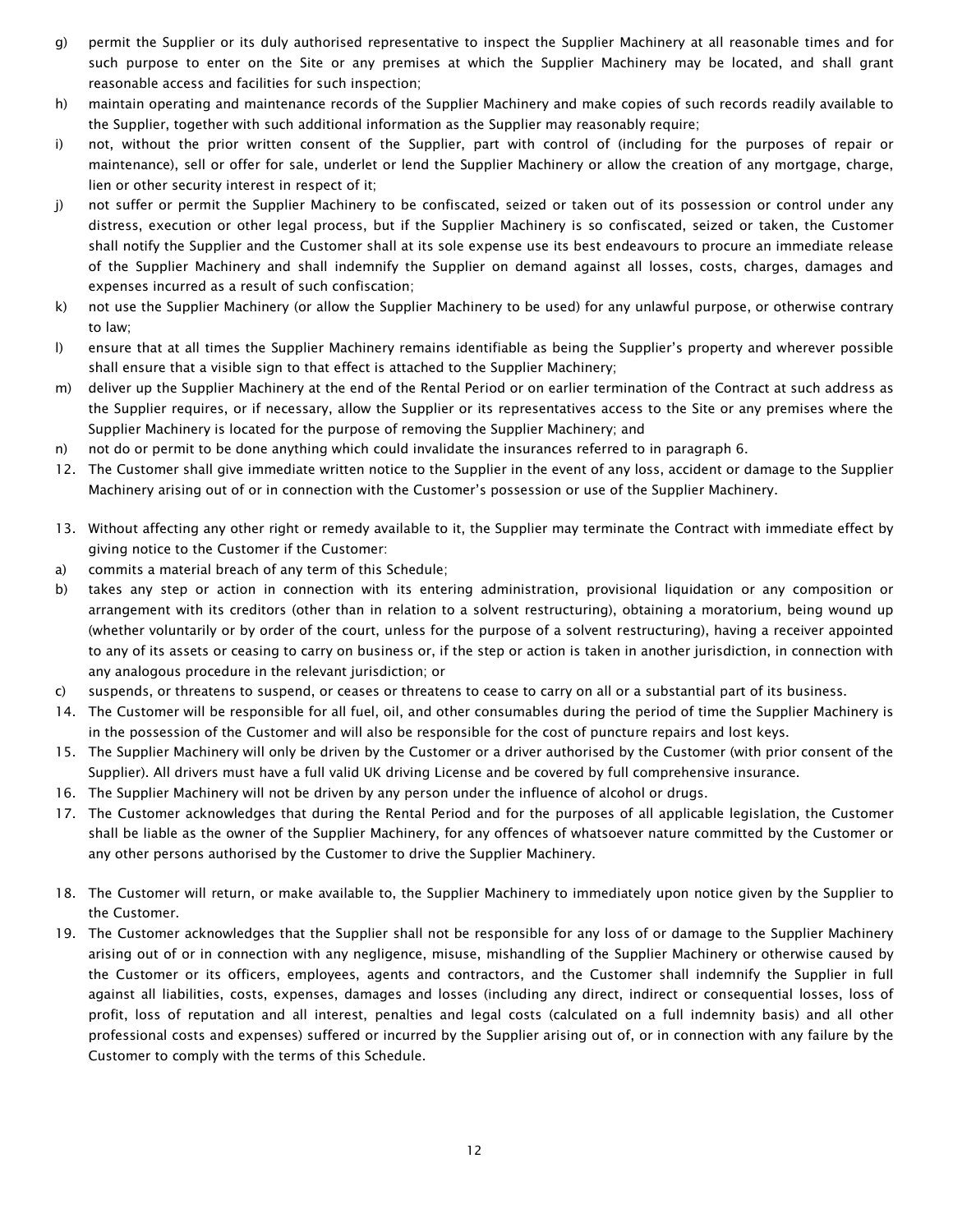g) permit the Supplier or its duly authorised representative to inspect the Supplier Machinery at all reasonable times and for such purpose to enter on the Site or any premises at which the Supplier Machinery may be located, and shall grant reasonable access and facilities for such inspection;

h) maintain operating and maintenance records of the Supplier Machinery and make copies of such records readily available to the Supplier, together with such additional information as the Supplier may reasonably require;

i) not, without the prior written consent of the Supplier, part with control of (including for the purposes of repair or maintenance), sell or offer for sale, underlet or lend the Supplier Machinery or allow the creation of any mortgage, charge, lien or other security interest in respect of it;

j) not suffer or permit the Supplier Machinery to be confiscated, seized or taken out of its possession or control under any distress, execution or other legal process, but if the Supplier Machinery is so confiscated, seized or taken, the Customer shall notify the Supplier and the Customer shall at its sole expense use its best endeavours to procure an immediate release of the Supplier Machinery and shall indemnify the Supplier on demand against all losses, costs, charges, damages and expenses incurred as a result of such confiscation;

k) not use the Supplier Machinery (or allow the Supplier Machinery to be used) for any unlawful purpose, or otherwise contrary to law;

l) ensure that at all times the Supplier Machinery remains identifiable as being the Supplier's property and wherever possible shall ensure that a visible sign to that effect is attached to the Supplier Machinery;

m) deliver up the Supplier Machinery at the end of the Rental Period or on earlier termination of the Contract at such address as the Supplier requires, or if necessary, allow the Supplier or its representatives access to the Site or any premises where the Supplier Machinery is located for the purpose of removing the Supplier Machinery; and

n) not do or permit to be done anything which could invalidate the insurances referred to in paragraph 6.

12. The Customer shall give immediate written notice to the Supplier in the event of any loss, accident or damage to the Supplier Machinery arising out of or in connection with the Customer's possession or use of the Supplier Machinery.

13. Without affecting any other right or remedy available to it, the Supplier may terminate the Contract with immediate effect by giving notice to the Customer if the Customer:

a) commits a material breach of any term of this Schedule;

b) takes any step or action in connection with its entering administration, provisional liquidation or any composition or arrangement with its creditors (other than in relation to a solvent restructuring), obtaining a moratorium, being wound up (whether voluntarily or by order of the court, unless for the purpose of a solvent restructuring), having a receiver appointed to any of its assets or ceasing to carry on business or, if the step or action is taken in another jurisdiction, in connection with any analogous procedure in the relevant jurisdiction; or

c) suspends, or threatens to suspend, or ceases or threatens to cease to carry on all or a substantial part of its business.

14. The Customer will be responsible for all fuel, oil, and other consumables during the period of time the Supplier Machinery is in the possession of the Customer and will also be responsible for the cost of puncture repairs and lost keys.

15. The Supplier Machinery will only be driven by the Customer or a driver authorised by the Customer (with prior consent of the Supplier). All drivers must have a full valid UK driving License and be covered by full comprehensive insurance.

16. The Supplier Machinery will not be driven by any person under the influence of alcohol or drugs.

17. The Customer acknowledges that during the Rental Period and for the purposes of all applicable legislation, the Customer shall be liable as the owner of the Supplier Machinery, for any offences of whatsoever nature committed by the Customer or any other persons authorised by the Customer to drive the Supplier Machinery.

18. The Customer will return, or make available to, the Supplier Machinery to immediately upon notice given by the Supplier to the Customer.

19. The Customer acknowledges that the Supplier shall not be responsible for any loss of or damage to the Supplier Machinery arising out of or in connection with any negligence, misuse, mishandling of the Supplier Machinery or otherwise caused by the Customer or its officers, employees, agents and contractors, and the Customer shall indemnify the Supplier in full against all liabilities, costs, expenses, damages and losses (including any direct, indirect or consequential losses, loss of profit, loss of reputation and all interest, penalties and legal costs (calculated on a full indemnity basis) and all other professional costs and expenses) suffered or incurred by the Supplier arising out of, or in connection with any failure by the Customer to comply with the terms of this Schedule.